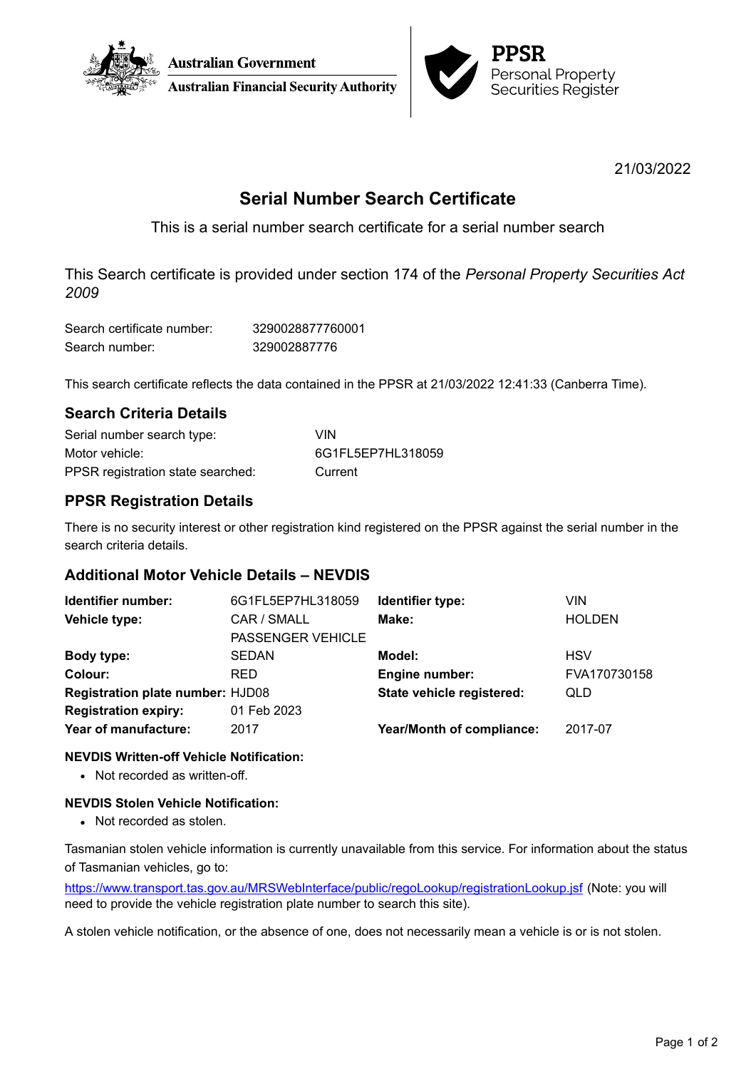Australian Government
Australian Financial Security Authority

**PPSR**
Personal Property
Securities Register

21/03/2022

# Serial Number Search Certificate

This is a serial number search certificate for a serial number search

This Search certificate is provided under section 174 of the *Personal Property Securities Act 2009*

| | |
|---|---|
| Search certificate number: | 3290028877760001 |
| Search number: | 329002887776 |

This search certificate reflects the data contained in the PPSR at 21/03/2022 12:41:33 (Canberra Time).

## Search Criteria Details

| | |
|---|---|
| Serial number search type: | VIN |
| Motor vehicle: | 6G1FL5EP7HL318059 |
| PPSR registration state searched: | Current |

## PPSR Registration Details

There is no security interest or other registration kind registered on the PPSR against the serial number in the search criteria details.

## Additional Motor Vehicle Details – NEVDIS

| | | | |
|---|---|---|---|
| **Identifier number:** | 6G1FL5EP7HL318059 | **Identifier type:** | VIN |
| **Vehicle type:** | CAR / SMALL PASSENGER VEHICLE | **Make:** | HOLDEN |
| **Body type:** | SEDAN | **Model:** | HSV |
| **Colour:** | RED | **Engine number:** | FVA170730158 |
| **Registration plate number:** | HJD08 | **State vehicle registered:** | QLD |
| **Registration expiry:** | 01 Feb 2023 | | |
| **Year of manufacture:** | 2017 | **Year/Month of compliance:** | 2017-07 |

**NEVDIS Written-off Vehicle Notification:**

- Not recorded as written-off.

**NEVDIS Stolen Vehicle Notification:**

- Not recorded as stolen.

Tasmanian stolen vehicle information is currently unavailable from this service. For information about the status of Tasmanian vehicles, go to:

https://www.transport.tas.gov.au/MRSWebInterface/public/regoLookup/registrationLookup.jsf (Note: you will need to provide the vehicle registration plate number to search this site).

A stolen vehicle notification, or the absence of one, does not necessarily mean a vehicle is or is not stolen.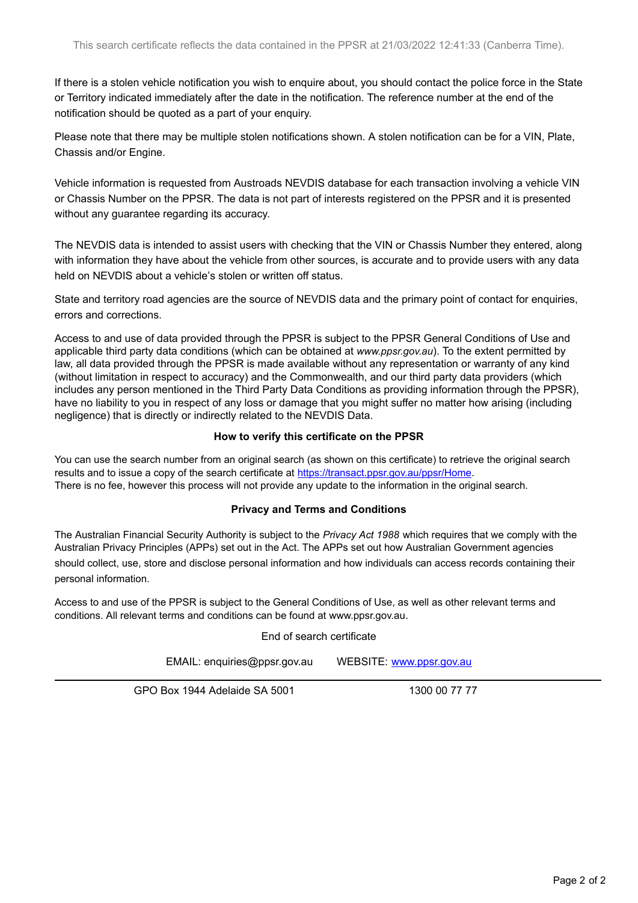This search certificate reflects the data contained in the PPSR at 21/03/2022 12:41:33 (Canberra Time).

If there is a stolen vehicle notification you wish to enquire about, you should contact the police force in the State or Territory indicated immediately after the date in the notification. The reference number at the end of the notification should be quoted as a part of your enquiry.

Please note that there may be multiple stolen notifications shown. A stolen notification can be for a VIN, Plate, Chassis and/or Engine.

Vehicle information is requested from Austroads NEVDIS database for each transaction involving a vehicle VIN or Chassis Number on the PPSR. The data is not part of interests registered on the PPSR and it is presented without any guarantee regarding its accuracy.

The NEVDIS data is intended to assist users with checking that the VIN or Chassis Number they entered, along with information they have about the vehicle from other sources, is accurate and to provide users with any data held on NEVDIS about a vehicle's stolen or written off status.

State and territory road agencies are the source of NEVDIS data and the primary point of contact for enquiries, errors and corrections.

Access to and use of data provided through the PPSR is subject to the PPSR General Conditions of Use and applicable third party data conditions (which can be obtained at *www.ppsr.gov.au*). To the extent permitted by law, all data provided through the PPSR is made available without any representation or warranty of any kind (without limitation in respect to accuracy) and the Commonwealth, and our third party data providers (which includes any person mentioned in the Third Party Data Conditions as providing information through the PPSR), have no liability to you in respect of any loss or damage that you might suffer no matter how arising (including negligence) that is directly or indirectly related to the NEVDIS Data.

**How to verify this certificate on the PPSR**

You can use the search number from an original search (as shown on this certificate) to retrieve the original search results and to issue a copy of the search certificate at https://transact.ppsr.gov.au/ppsr/Home.
There is no fee, however this process will not provide any update to the information in the original search.

**Privacy and Terms and Conditions**

The Australian Financial Security Authority is subject to the *Privacy Act 1988* which requires that we comply with the Australian Privacy Principles (APPs) set out in the Act. The APPs set out how Australian Government agencies should collect, use, store and disclose personal information and how individuals can access records containing their personal information.

Access to and use of the PPSR is subject to the General Conditions of Use, as well as other relevant terms and conditions. All relevant terms and conditions can be found at www.ppsr.gov.au.

End of search certificate

EMAIL: enquiries@ppsr.gov.au WEBSITE: www.ppsr.gov.au

GPO Box 1944 Adelaide SA 5001 1300 00 77 77